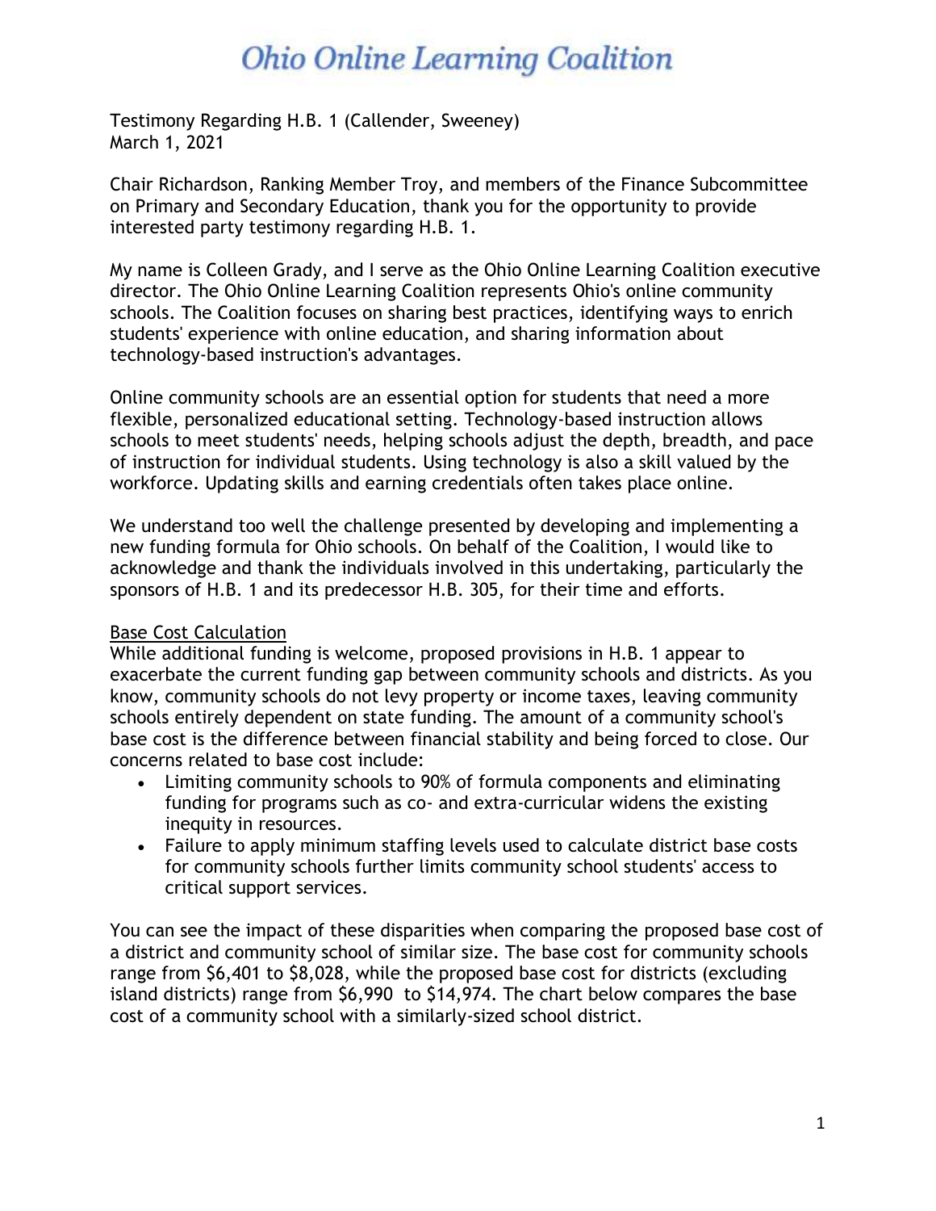# Ohio Online Learning Coalition

Testimony Regarding H.B. 1 (Callender, Sweeney)
March 1, 2021

Chair Richardson, Ranking Member Troy, and members of the Finance Subcommittee on Primary and Secondary Education, thank you for the opportunity to provide interested party testimony regarding H.B. 1.

My name is Colleen Grady, and I serve as the Ohio Online Learning Coalition executive director. The Ohio Online Learning Coalition represents Ohio's online community schools. The Coalition focuses on sharing best practices, identifying ways to enrich students' experience with online education, and sharing information about technology-based instruction's advantages.

Online community schools are an essential option for students that need a more flexible, personalized educational setting. Technology-based instruction allows schools to meet students' needs, helping schools adjust the depth, breadth, and pace of instruction for individual students. Using technology is also a skill valued by the workforce. Updating skills and earning credentials often takes place online.

We understand too well the challenge presented by developing and implementing a new funding formula for Ohio schools. On behalf of the Coalition, I would like to acknowledge and thank the individuals involved in this undertaking, particularly the sponsors of H.B. 1 and its predecessor H.B. 305, for their time and efforts.

<u>Base Cost Calculation</u>

While additional funding is welcome, proposed provisions in H.B. 1 appear to exacerbate the current funding gap between community schools and districts. As you know, community schools do not levy property or income taxes, leaving community schools entirely dependent on state funding. The amount of a community school's base cost is the difference between financial stability and being forced to close. Our concerns related to base cost include:

- Limiting community schools to 90% of formula components and eliminating funding for programs such as co- and extra-curricular widens the existing inequity in resources.
- Failure to apply minimum staffing levels used to calculate district base costs for community schools further limits community school students' access to critical support services.

You can see the impact of these disparities when comparing the proposed base cost of a district and community school of similar size. The base cost for community schools range from $6,401 to $8,028, while the proposed base cost for districts (excluding island districts) range from $6,990 to $14,974. The chart below compares the base cost of a community school with a similarly-sized school district.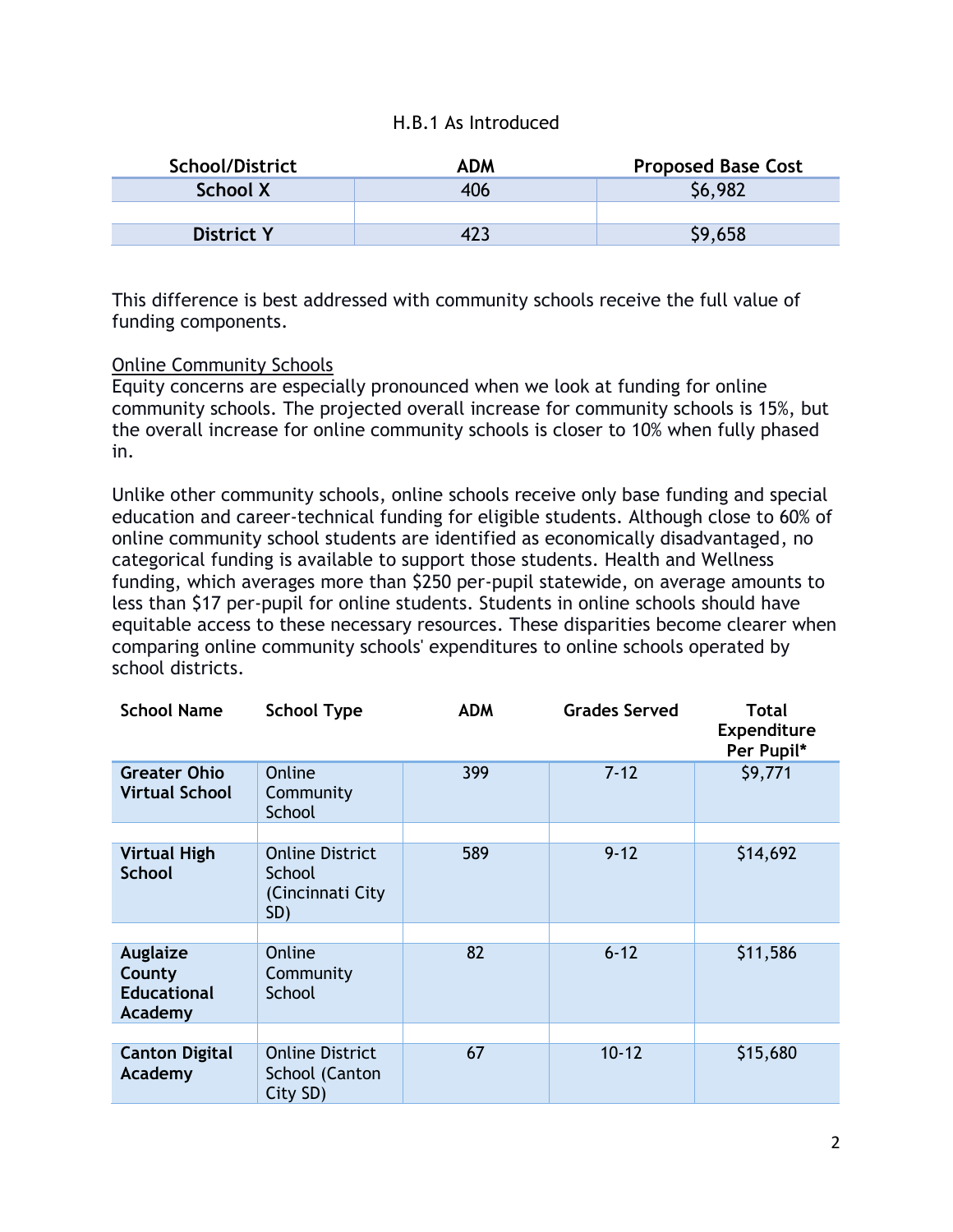H.B.1 As Introduced

| School/District | ADM | Proposed Base Cost |
| --- | --- | --- |
| **School X** | 406 | $6,982 |
| | | |
| **District Y** | 423 | $9,658 |

This difference is best addressed with community schools receive the full value of funding components.

<u>Online Community Schools</u>
Equity concerns are especially pronounced when we look at funding for online community schools. The projected overall increase for community schools is 15%, but the overall increase for online community schools is closer to 10% when fully phased in.

Unlike other community schools, online schools receive only base funding and special education and career-technical funding for eligible students. Although close to 60% of online community school students are identified as economically disadvantaged, no categorical funding is available to support those students. Health and Wellness funding, which averages more than $250 per-pupil statewide, on average amounts to less than $17 per-pupil for online students. Students in online schools should have equitable access to these necessary resources. These disparities become clearer when comparing online community schools' expenditures to online schools operated by school districts.

| School Name | School Type | ADM | Grades Served | Total Expenditure Per Pupil* |
| --- | --- | --- | --- | --- |
| **Greater Ohio Virtual School** | Online Community School | 399 | 7-12 | $9,771 |
| | | | | |
| **Virtual High School** | Online District School (Cincinnati City SD) | 589 | 9-12 | $14,692 |
| | | | | |
| **Auglaize County Educational Academy** | Online Community School | 82 | 6-12 | $11,586 |
| | | | | |
| **Canton Digital Academy** | Online District School (Canton City SD) | 67 | 10-12 | $15,680 |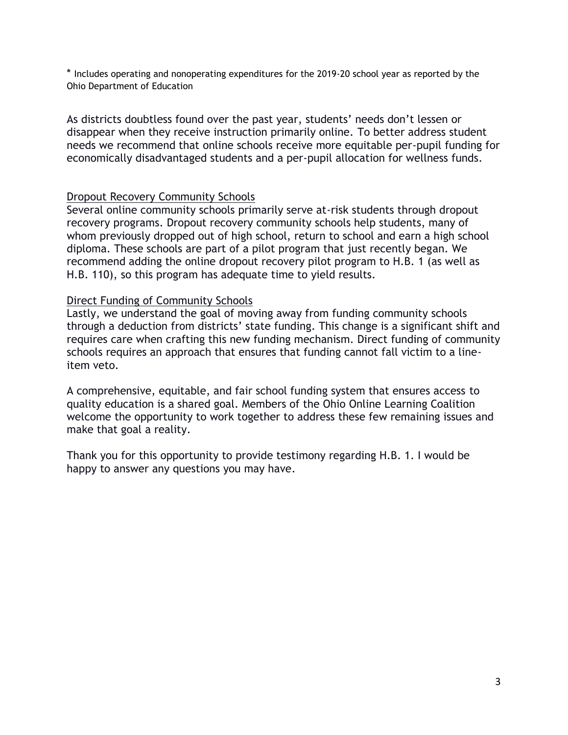* Includes operating and nonoperating expenditures for the 2019-20 school year as reported by the Ohio Department of Education

As districts doubtless found over the past year, students' needs don't lessen or disappear when they receive instruction primarily online. To better address student needs we recommend that online schools receive more equitable per-pupil funding for economically disadvantaged students and a per-pupil allocation for wellness funds.

<u>Dropout Recovery Community Schools</u>

Several online community schools primarily serve at-risk students through dropout recovery programs. Dropout recovery community schools help students, many of whom previously dropped out of high school, return to school and earn a high school diploma. These schools are part of a pilot program that just recently began. We recommend adding the online dropout recovery pilot program to H.B. 1 (as well as H.B. 110), so this program has adequate time to yield results.

<u>Direct Funding of Community Schools</u>

Lastly, we understand the goal of moving away from funding community schools through a deduction from districts' state funding. This change is a significant shift and requires care when crafting this new funding mechanism. Direct funding of community schools requires an approach that ensures that funding cannot fall victim to a line-item veto.

A comprehensive, equitable, and fair school funding system that ensures access to quality education is a shared goal. Members of the Ohio Online Learning Coalition welcome the opportunity to work together to address these few remaining issues and make that goal a reality.

Thank you for this opportunity to provide testimony regarding H.B. 1. I would be happy to answer any questions you may have.